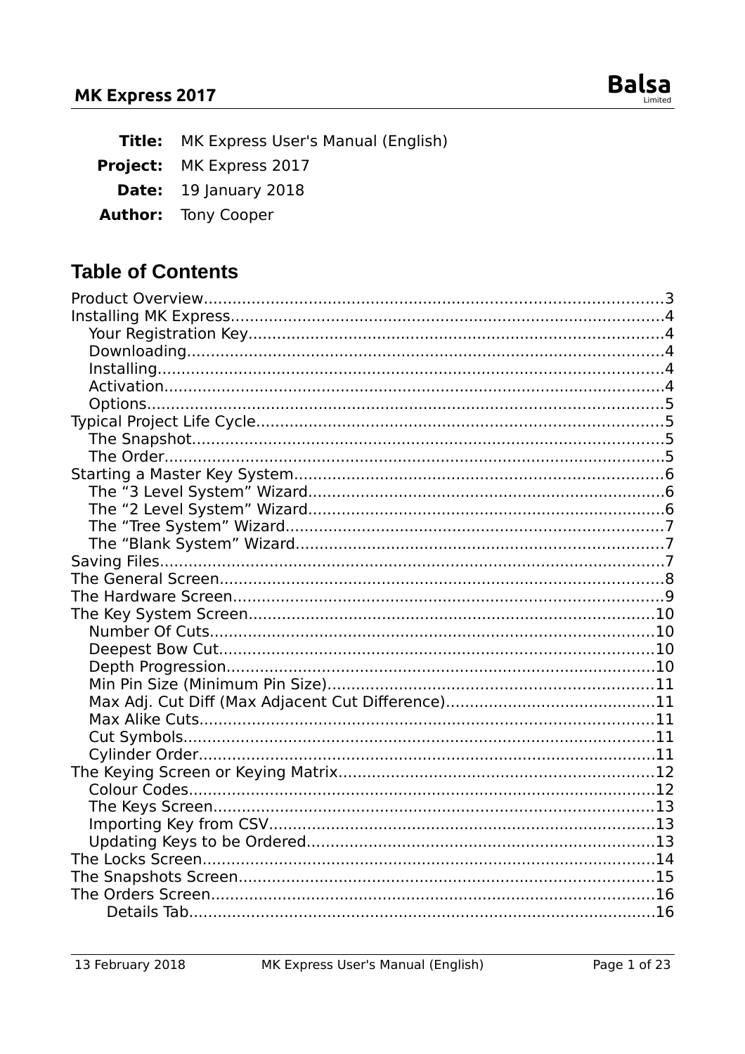| | |
|---|---|
| **Title:** | MK Express User's Manual (English) |
| **Project:** | MK Express 2017 |
| **Date:** | 19 January 2018 |
| **Author:** | Tony Cooper |

# Table of Contents

Product Overview....................................3
Installing MK Express....................................4
- Your Registration Key....................................4
- Downloading....................................4
- Installing....................................4
- Activation....................................4
- Options....................................5

Typical Project Life Cycle....................................5
- The Snapshot....................................5
- The Order....................................5

Starting a Master Key System....................................6
- The “3 Level System” Wizard....................................6
- The “2 Level System” Wizard....................................6
- The “Tree System” Wizard....................................7
- The “Blank System” Wizard....................................7

Saving Files....................................7
The General Screen....................................8
The Hardware Screen....................................9
The Key System Screen....................................10
- Number Of Cuts....................................10
- Deepest Bow Cut....................................10
- Depth Progression....................................10
- Min Pin Size (Minimum Pin Size)....................................11
- Max Adj. Cut Diff (Max Adjacent Cut Difference)....................................11
- Max Alike Cuts....................................11
- Cut Symbols....................................11
- Cylinder Order....................................11

The Keying Screen or Keying Matrix....................................12
- Colour Codes....................................12
- The Keys Screen....................................13
- Importing Key from CSV....................................13
- Updating Keys to be Ordered....................................13

The Locks Screen....................................14
The Snapshots Screen....................................15
The Orders Screen....................................16
  - Details Tab....................................16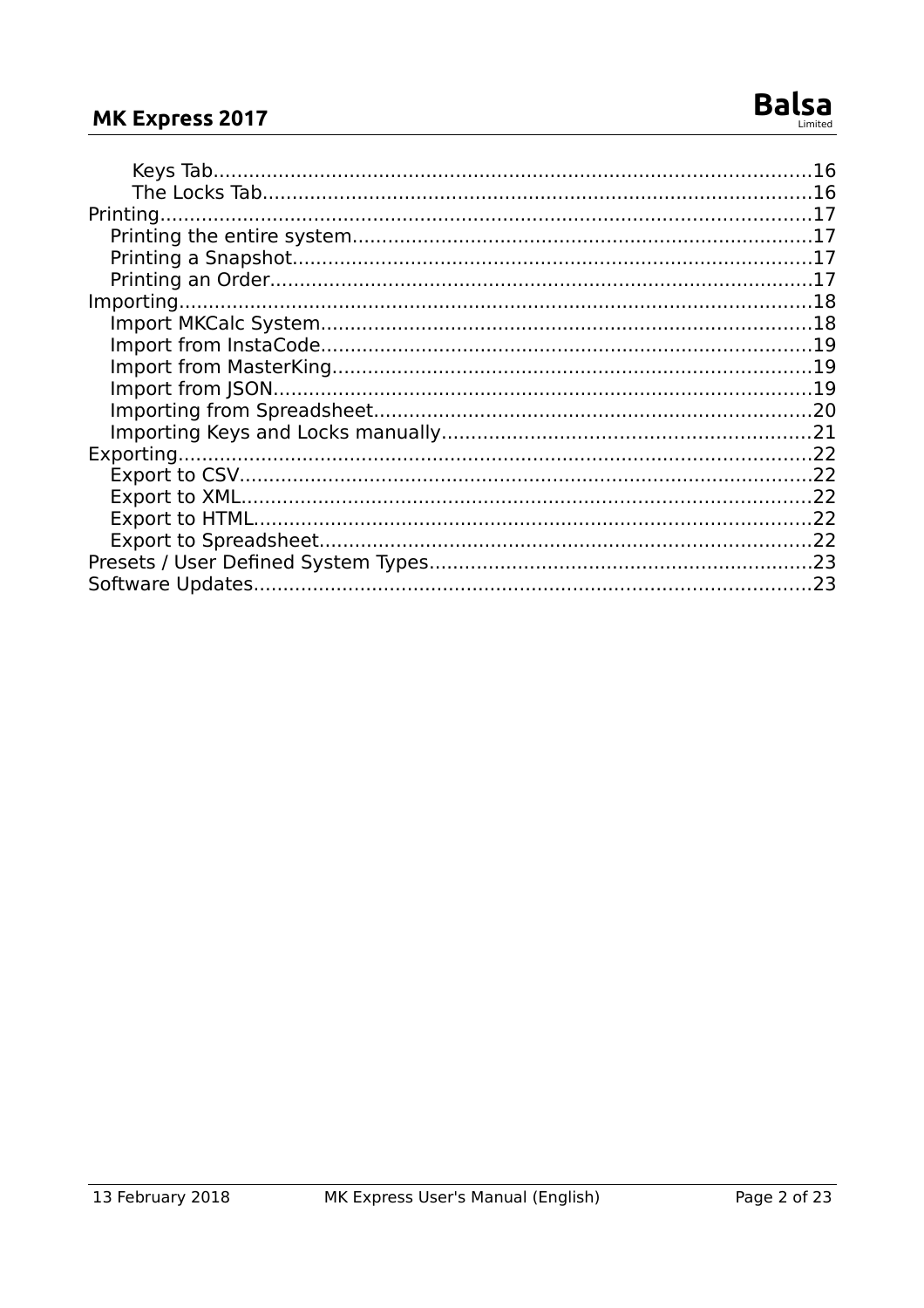- Keys Tab....16
- The Locks Tab....16

Printing....17
- Printing the entire system....17
- Printing a Snapshot....17
- Printing an Order....17

Importing....18
- Import MKCalc System....18
- Import from InstaCode....19
- Import from MasterKing....19
- Import from JSON....19
- Importing from Spreadsheet....20
- Importing Keys and Locks manually....21

Exporting....22
- Export to CSV....22
- Export to XML....22
- Export to HTML....22
- Export to Spreadsheet....22

Presets / User Defined System Types....23

Software Updates....23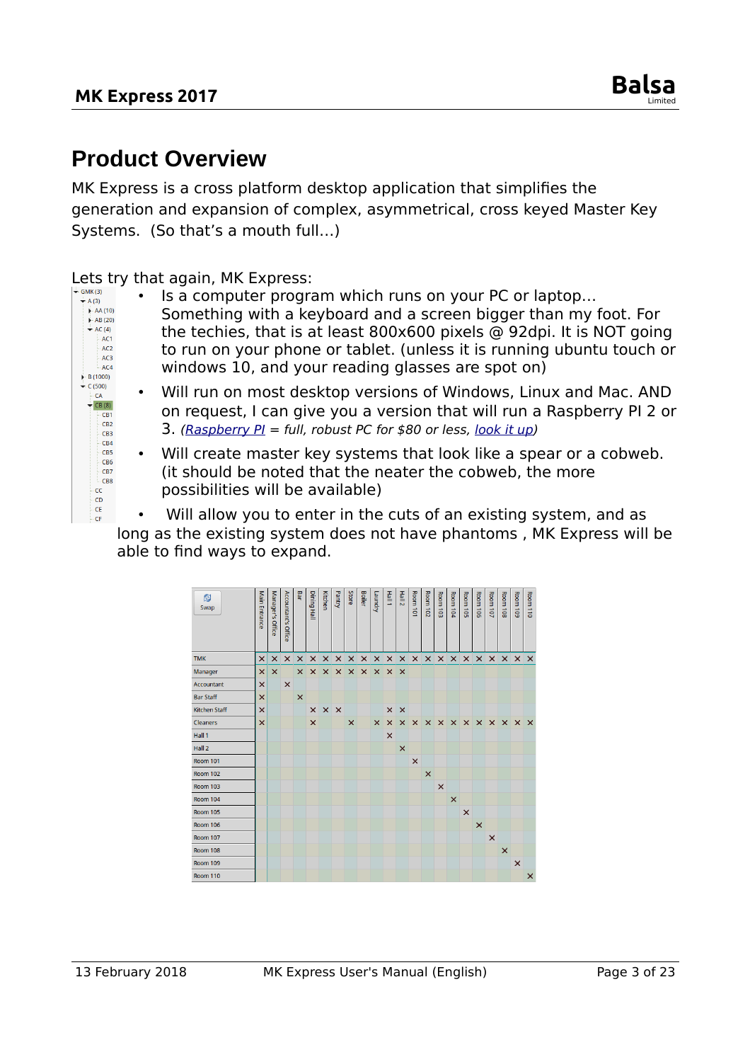# Product Overview

MK Express is a cross platform desktop application that simplifies the generation and expansion of complex, asymmetrical, cross keyed Master Key Systems. (So that's a mouth full...)

Lets try that again, MK Express:

- Is a computer program which runs on your PC or laptop... Something with a keyboard and a screen bigger than my foot. For the techies, that is at least 800x600 pixels @ 92dpi. It is NOT going to run on your phone or tablet. (unless it is running ubuntu touch or windows 10, and your reading glasses are spot on)
- Will run on most desktop versions of Windows, Linux and Mac. AND on request, I can give you a version that will run a Raspberry PI 2 or 3. *([Raspberry PI](Raspberry PI) = full, robust PC for $80 or less, [look it up](look it up))*
- Will create master key systems that look like a spear or a cobweb. (it should be noted that the neater the cobweb, the more possibilities will be available)
- Will allow you to enter in the cuts of an existing system, and as long as the existing system does not have phantoms , MK Express will be able to find ways to expand.

| Swap | Main Entrance | Manager's Office | Accountant's Office | Bar | Dining Hall | Kitchen | Pantry | Store | Boiler | Laundry | Hall 1 | Hall 2 | Room 101 | Room 102 | Room 103 | Room 104 | Room 105 | Room 106 | Room 107 | Room 108 | Room 109 | Room 110 |
|---|---|---|---|---|---|---|---|---|---|---|---|---|---|---|---|---|---|---|---|---|---|---|
| TMK | × | × | × | × | × | × | × | × | × | × | × | × | × | × | × | × | × | × | × | × | × | × |
| Manager | × | × | | × | × | × | × | × | × | × | × | × | | | | | | | | | | |
| Accountant | × | | × | | | | | | | | | | | | | | | | | | | |
| Bar Staff | × | | | × | | | | | | | | | | | | | | | | | | |
| Kitchen Staff | × | | | | × | × | × | | | | × | × | | | | | | | | | | |
| Cleaners | × | | | | × | | | × | | × | × | × | × | × | × | × | × | × | × | × | × | × |
| Hall 1 | | | | | | | | | | | × | | | | | | | | | | | |
| Hall 2 | | | | | | | | | | | | × | | | | | | | | | | |
| Room 101 | | | | | | | | | | | | | × | | | | | | | | | |
| Room 102 | | | | | | | | | | | | | | × | | | | | | | | |
| Room 103 | | | | | | | | | | | | | | | × | | | | | | | |
| Room 104 | | | | | | | | | | | | | | | | × | | | | | | |
| Room 105 | | | | | | | | | | | | | | | | | × | | | | | |
| Room 106 | | | | | | | | | | | | | | | | | | × | | | | |
| Room 107 | | | | | | | | | | | | | | | | | | | × | | | |
| Room 108 | | | | | | | | | | | | | | | | | | | | × | | |
| Room 109 | | | | | | | | | | | | | | | | | | | | | × | |
| Room 110 | | | | | | | | | | | | | | | | | | | | | | × |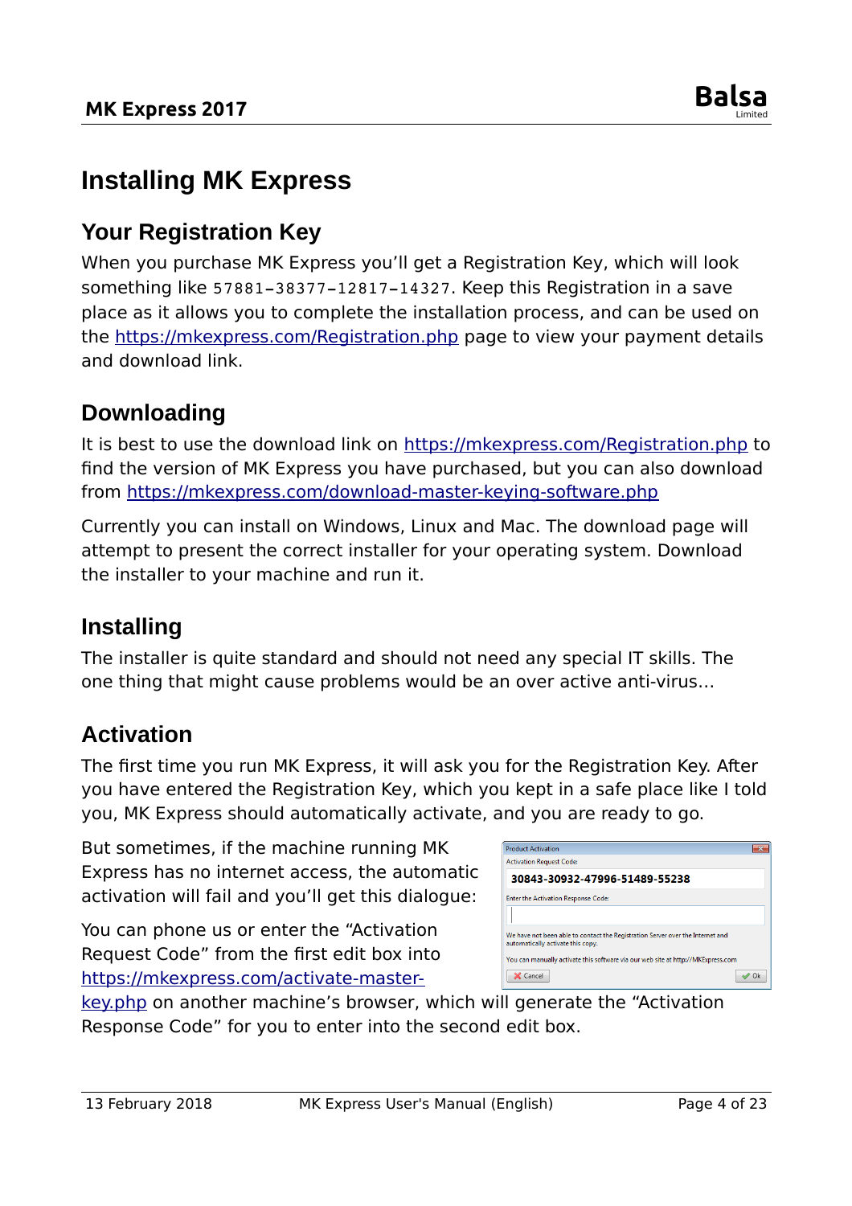# Installing MK Express

## Your Registration Key

When you purchase MK Express you'll get a Registration Key, which will look something like 57881-38377-12817-14327. Keep this Registration in a save place as it allows you to complete the installation process, and can be used on the https://mkexpress.com/Registration.php page to view your payment details and download link.

## Downloading

It is best to use the download link on https://mkexpress.com/Registration.php to find the version of MK Express you have purchased, but you can also download from https://mkexpress.com/download-master-keying-software.php

Currently you can install on Windows, Linux and Mac. The download page will attempt to present the correct installer for your operating system. Download the installer to your machine and run it.

## Installing

The installer is quite standard and should not need any special IT skills. The one thing that might cause problems would be an over active anti-virus…

## Activation

The first time you run MK Express, it will ask you for the Registration Key. After you have entered the Registration Key, which you kept in a safe place like I told you, MK Express should automatically activate, and you are ready to go.

But sometimes, if the machine running MK Express has no internet access, the automatic activation will fail and you'll get this dialogue:

You can phone us or enter the "Activation Request Code" from the first edit box into https://mkexpress.com/activate-master-key.php on another machine's browser, which will generate the "Activation Response Code" for you to enter into the second edit box.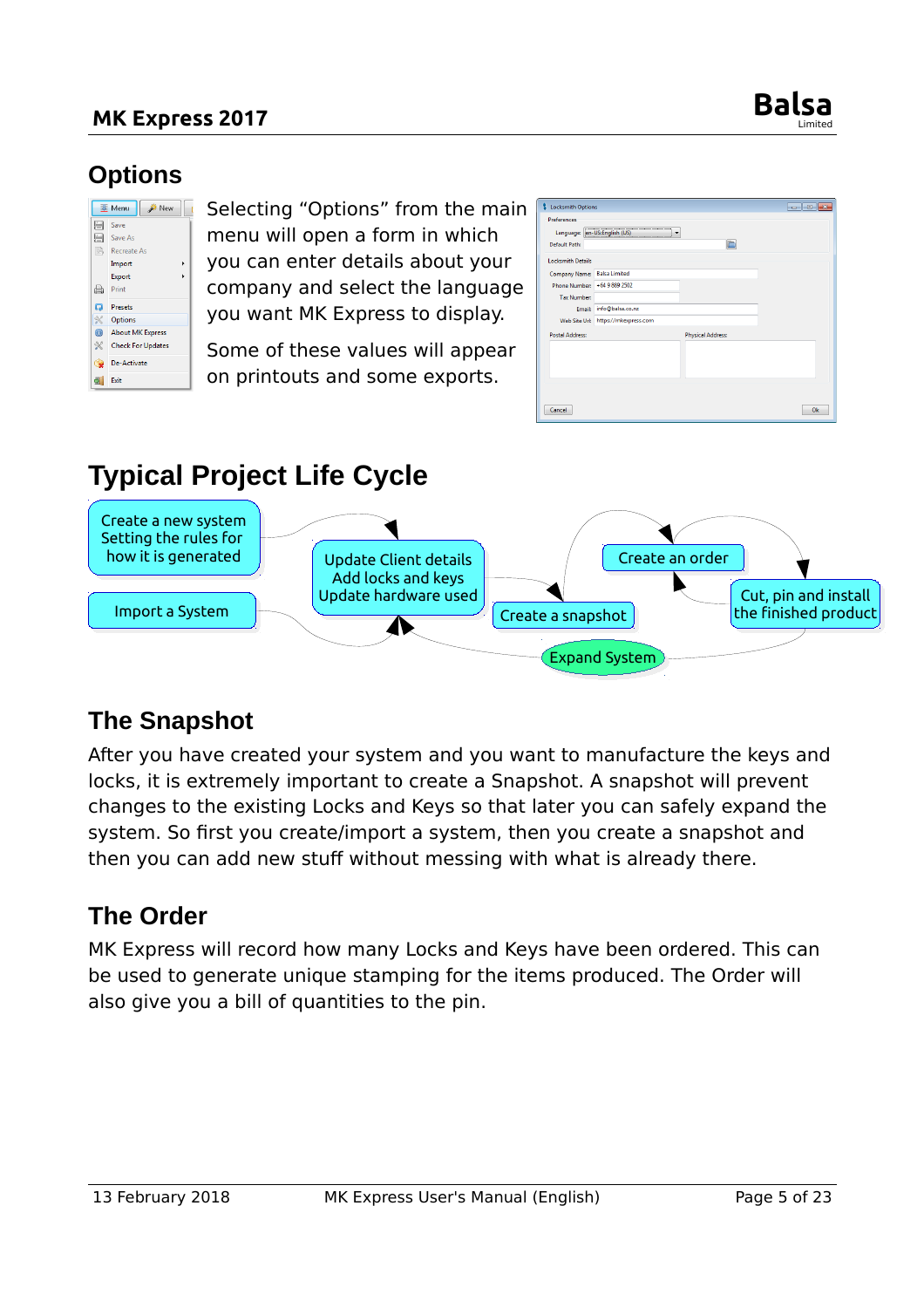## Options

Selecting "Options" from the main menu will open a form in which you can enter details about your company and select the language you want MK Express to display.

Some of these values will appear on printouts and some exports.

## Typical Project Life Cycle

Create a new system Setting the rules for how it is generated

Import a System

Update Client details Add locks and keys Update hardware used

Create a snapshot

Create an order

Cut, pin and install the finished product

Expand System

## The Snapshot

After you have created your system and you want to manufacture the keys and locks, it is extremely important to create a Snapshot. A snapshot will prevent changes to the existing Locks and Keys so that later you can safely expand the system. So first you create/import a system, then you create a snapshot and then you can add new stuff without messing with what is already there.

## The Order

MK Express will record how many Locks and Keys have been ordered. This can be used to generate unique stamping for the items produced. The Order will also give you a bill of quantities to the pin.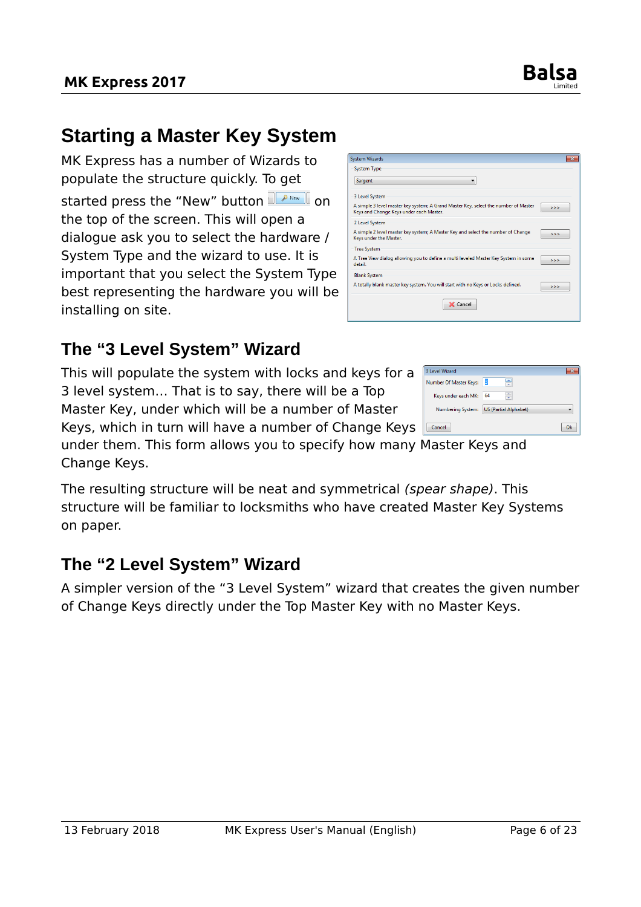# Starting a Master Key System

MK Express has a number of Wizards to populate the structure quickly. To get started press the "New" button on the top of the screen. This will open a dialogue ask you to select the hardware / System Type and the wizard to use. It is important that you select the System Type best representing the hardware you will be installing on site.

## The "3 Level System" Wizard

This will populate the system with locks and keys for a 3 level system… That is to say, there will be a Top Master Key, under which will be a number of Master Keys, which in turn will have a number of Change Keys under them. This form allows you to specify how many Master Keys and Change Keys.

The resulting structure will be neat and symmetrical *(spear shape)*. This structure will be familiar to locksmiths who have created Master Key Systems on paper.

## The "2 Level System" Wizard

A simpler version of the "3 Level System" wizard that creates the given number of Change Keys directly under the Top Master Key with no Master Keys.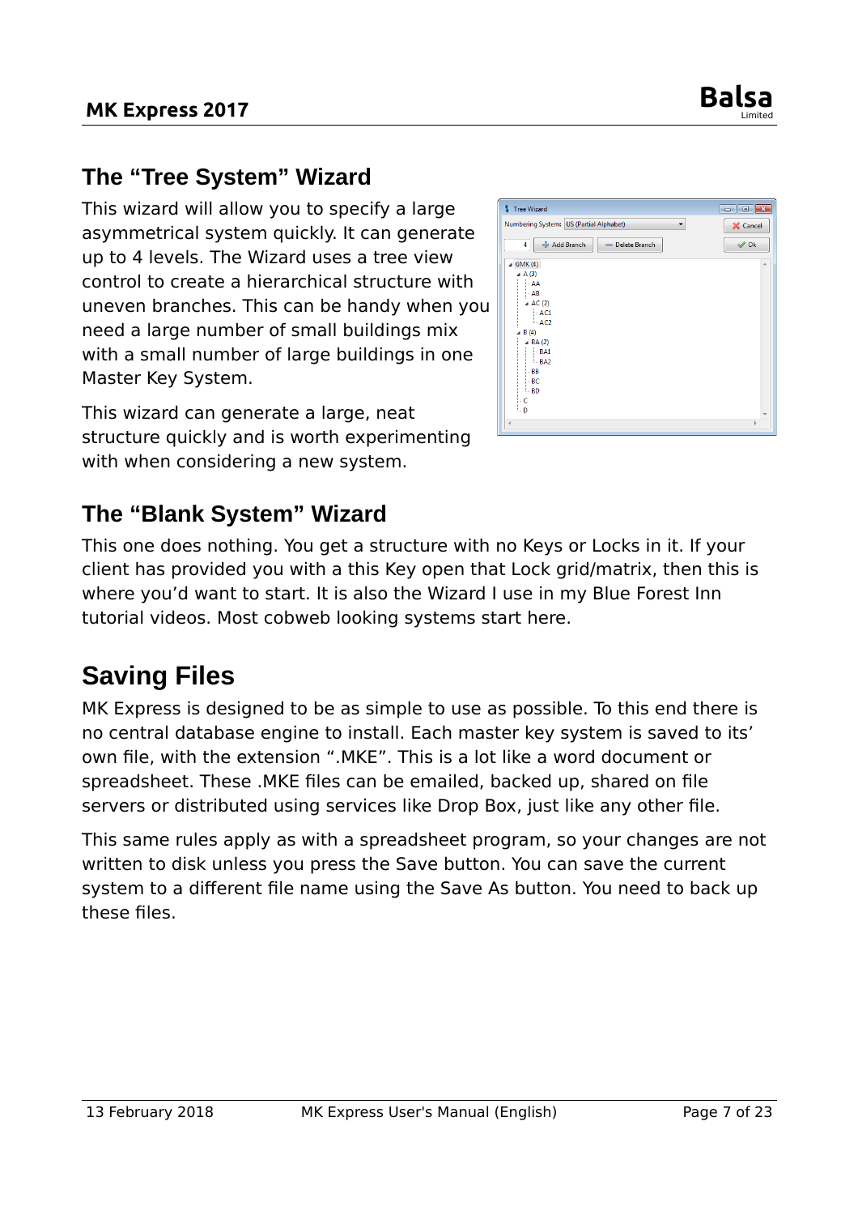## The "Tree System" Wizard

This wizard will allow you to specify a large asymmetrical system quickly. It can generate up to 4 levels. The Wizard uses a tree view control to create a hierarchical structure with uneven branches. This can be handy when you need a large number of small buildings mix with a small number of large buildings in one Master Key System.

This wizard can generate a large, neat structure quickly and is worth experimenting with when considering a new system.

## The "Blank System" Wizard

This one does nothing. You get a structure with no Keys or Locks in it. If your client has provided you with a this Key open that Lock grid/matrix, then this is where you'd want to start. It is also the Wizard I use in my Blue Forest Inn tutorial videos. Most cobweb looking systems start here.

# Saving Files

MK Express is designed to be as simple to use as possible. To this end there is no central database engine to install. Each master key system is saved to its' own file, with the extension ".MKE". This is a lot like a word document or spreadsheet. These .MKE files can be emailed, backed up, shared on file servers or distributed using services like Drop Box, just like any other file.

This same rules apply as with a spreadsheet program, so your changes are not written to disk unless you press the Save button. You can save the current system to a different file name using the Save As button. You need to back up these files.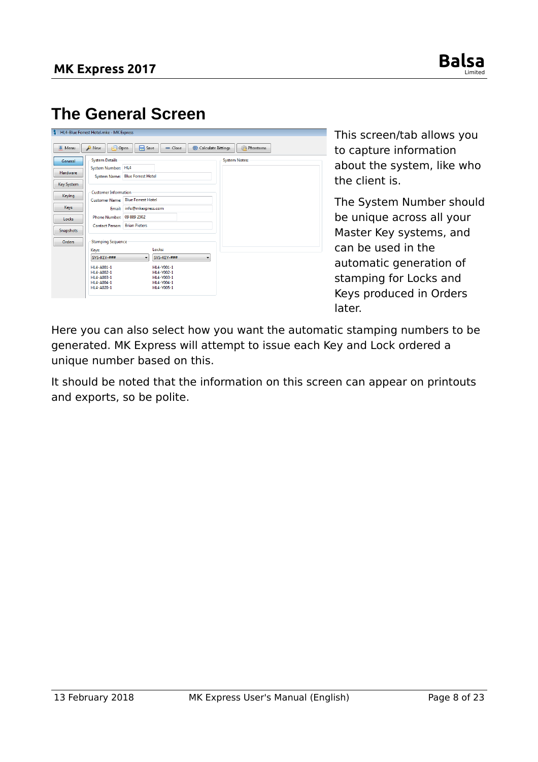# The General Screen

This screen/tab allows you to capture information about the system, like who the client is.

The System Number should be unique across all your Master Key systems, and can be used in the automatic generation of stamping for Locks and Keys produced in Orders later.

Here you can also select how you want the automatic stamping numbers to be generated. MK Express will attempt to issue each Key and Lock ordered a unique number based on this.

It should be noted that the information on this screen can appear on printouts and exports, so be polite.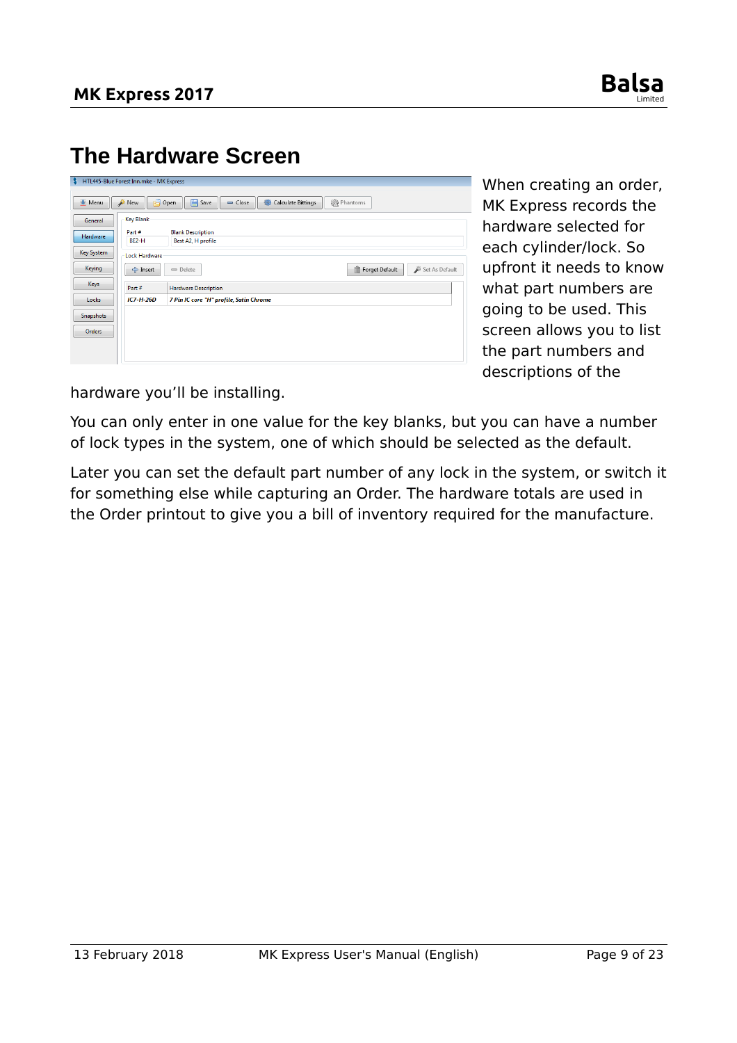# The Hardware Screen

When creating an order, MK Express records the hardware selected for each cylinder/lock. So upfront it needs to know what part numbers are going to be used. This screen allows you to list the part numbers and descriptions of the hardware you'll be installing.

You can only enter in one value for the key blanks, but you can have a number of lock types in the system, one of which should be selected as the default.

Later you can set the default part number of any lock in the system, or switch it for something else while capturing an Order. The hardware totals are used in the Order printout to give you a bill of inventory required for the manufacture.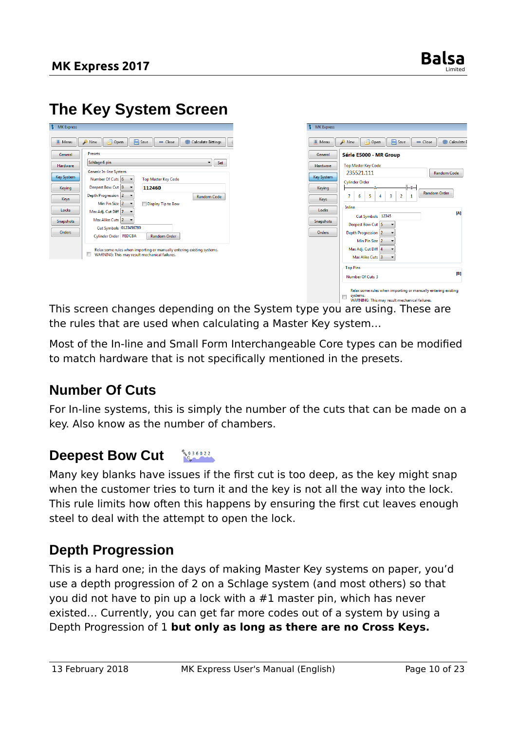# The Key System Screen

This screen changes depending on the System type you are using. These are the rules that are used when calculating a Master Key system...

Most of the In-line and Small Form Interchangeable Core types can be modified to match hardware that is not specifically mentioned in the presets.

## Number Of Cuts

For In-line systems, this is simply the number of the cuts that can be made on a key. Also know as the number of chambers.

## Deepest Bow Cut

Many key blanks have issues if the first cut is too deep, as the key might snap when the customer tries to turn it and the key is not all the way into the lock. This rule limits how often this happens by ensuring the first cut leaves enough steel to deal with the attempt to open the lock.

## Depth Progression

This is a hard one; in the days of making Master Key systems on paper, you'd use a depth progression of 2 on a Schlage system (and most others) so that you did not have to pin up a lock with a #1 master pin, which has never existed... Currently, you can get far more codes out of a system by using a Depth Progression of 1 **but only as long as there are no Cross Keys.**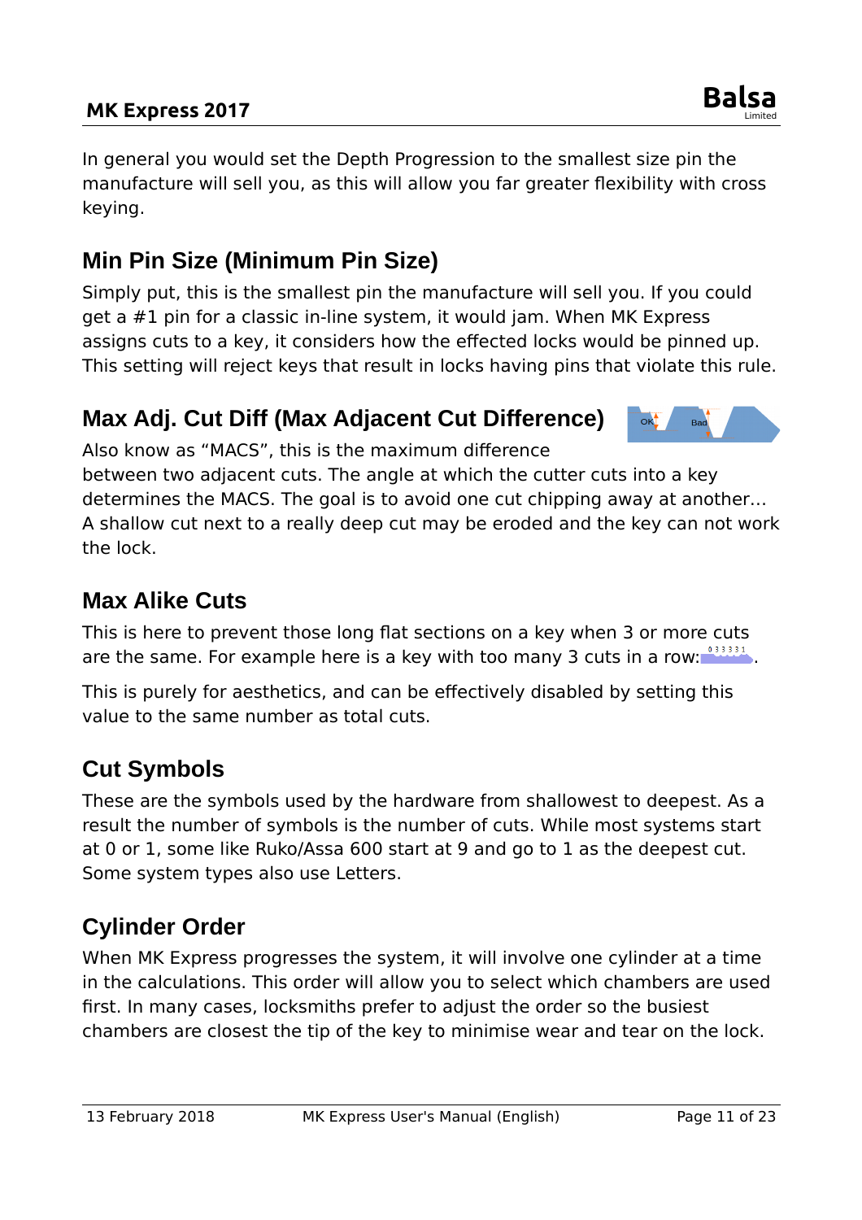In general you would set the Depth Progression to the smallest size pin the manufacture will sell you, as this will allow you far greater flexibility with cross keying.

## Min Pin Size (Minimum Pin Size)

Simply put, this is the smallest pin the manufacture will sell you. If you could get a #1 pin for a classic in-line system, it would jam. When MK Express assigns cuts to a key, it considers how the effected locks would be pinned up. This setting will reject keys that result in locks having pins that violate this rule.

## Max Adj. Cut Diff (Max Adjacent Cut Difference)

Also know as "MACS", this is the maximum difference between two adjacent cuts. The angle at which the cutter cuts into a key determines the MACS. The goal is to avoid one cut chipping away at another… A shallow cut next to a really deep cut may be eroded and the key can not work the lock.

## Max Alike Cuts

This is here to prevent those long flat sections on a key when 3 or more cuts are the same. For example here is a key with too many 3 cuts in a row: .

This is purely for aesthetics, and can be effectively disabled by setting this value to the same number as total cuts.

## Cut Symbols

These are the symbols used by the hardware from shallowest to deepest. As a result the number of symbols is the number of cuts. While most systems start at 0 or 1, some like Ruko/Assa 600 start at 9 and go to 1 as the deepest cut. Some system types also use Letters.

## Cylinder Order

When MK Express progresses the system, it will involve one cylinder at a time in the calculations. This order will allow you to select which chambers are used first. In many cases, locksmiths prefer to adjust the order so the busiest chambers are closest the tip of the key to minimise wear and tear on the lock.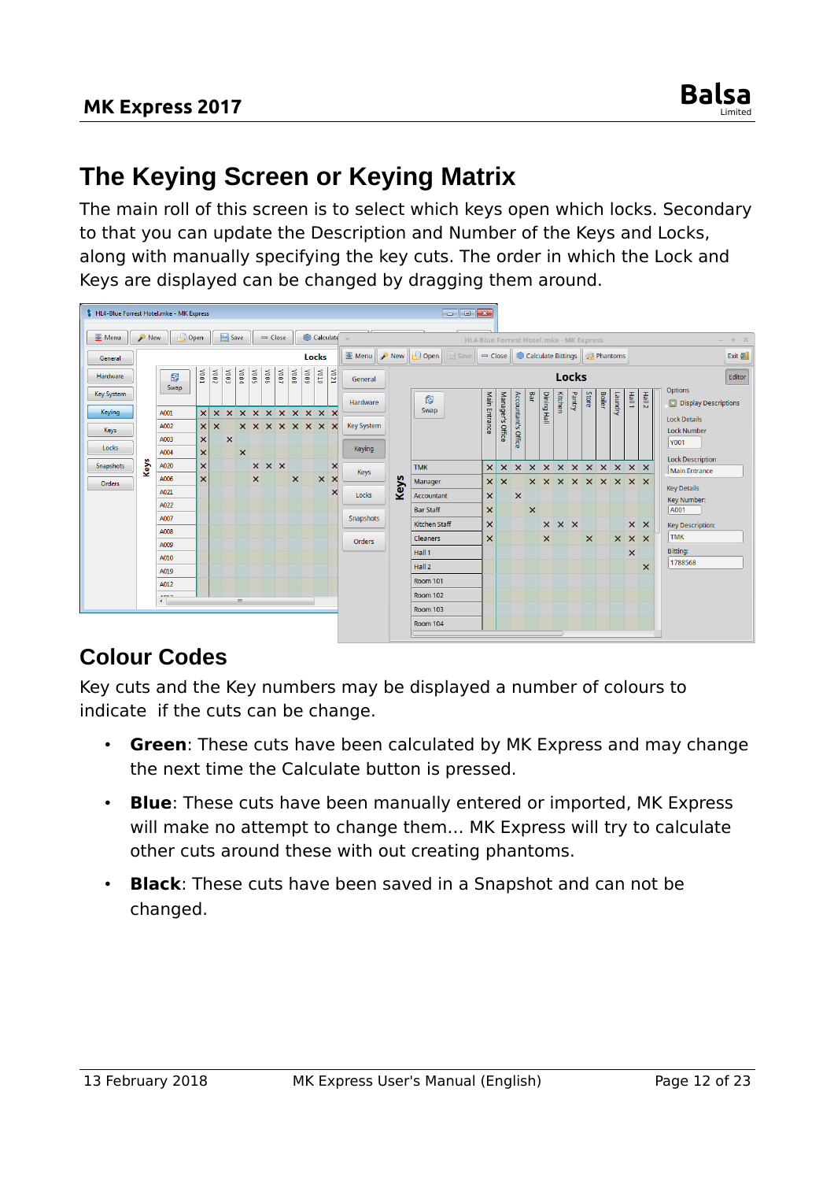# The Keying Screen or Keying Matrix

The main roll of this screen is to select which keys open which locks. Secondary to that you can update the Description and Number of the Keys and Locks, along with manually specifying the key cuts. The order in which the Lock and Keys are displayed can be changed by dragging them around.

## Colour Codes

Key cuts and the Key numbers may be displayed a number of colours to indicate  if the cuts can be change.

- **Green**: These cuts have been calculated by MK Express and may change the next time the Calculate button is pressed.
- **Blue**: These cuts have been manually entered or imported, MK Express will make no attempt to change them... MK Express will try to calculate other cuts around these with out creating phantoms.
- **Black**: These cuts have been saved in a Snapshot and can not be changed.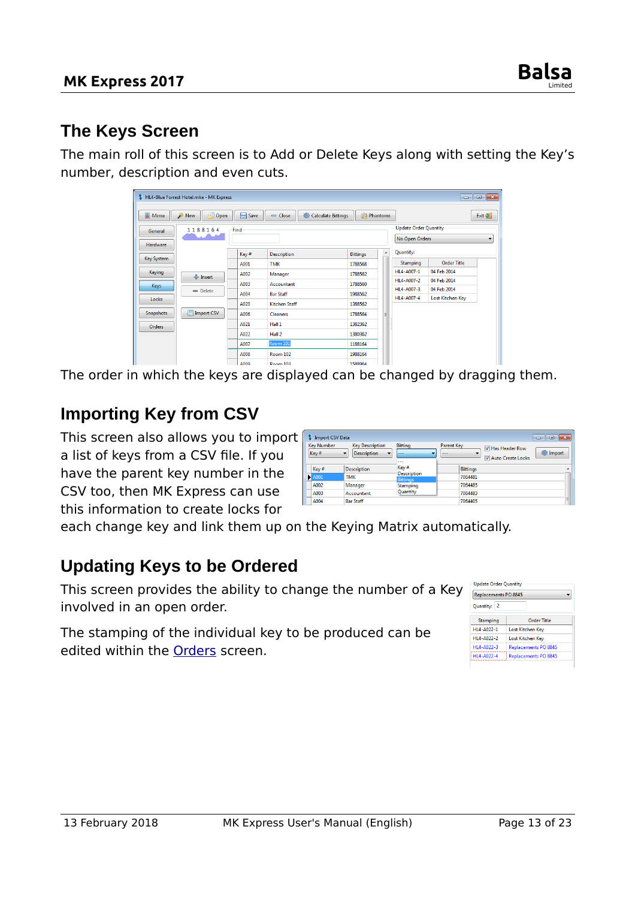## The Keys Screen

The main roll of this screen is to Add or Delete Keys along with setting the Key's number, description and even cuts.

The order in which the keys are displayed can be changed by dragging them.

## Importing Key from CSV

This screen also allows you to import a list of keys from a CSV file. If you have the parent key number in the CSV too, then MK Express can use this information to create locks for each change key and link them up on the Keying Matrix automatically.

## Updating Keys to be Ordered

This screen provides the ability to change the number of a Key involved in an open order.

The stamping of the individual key to be produced can be edited within the Orders screen.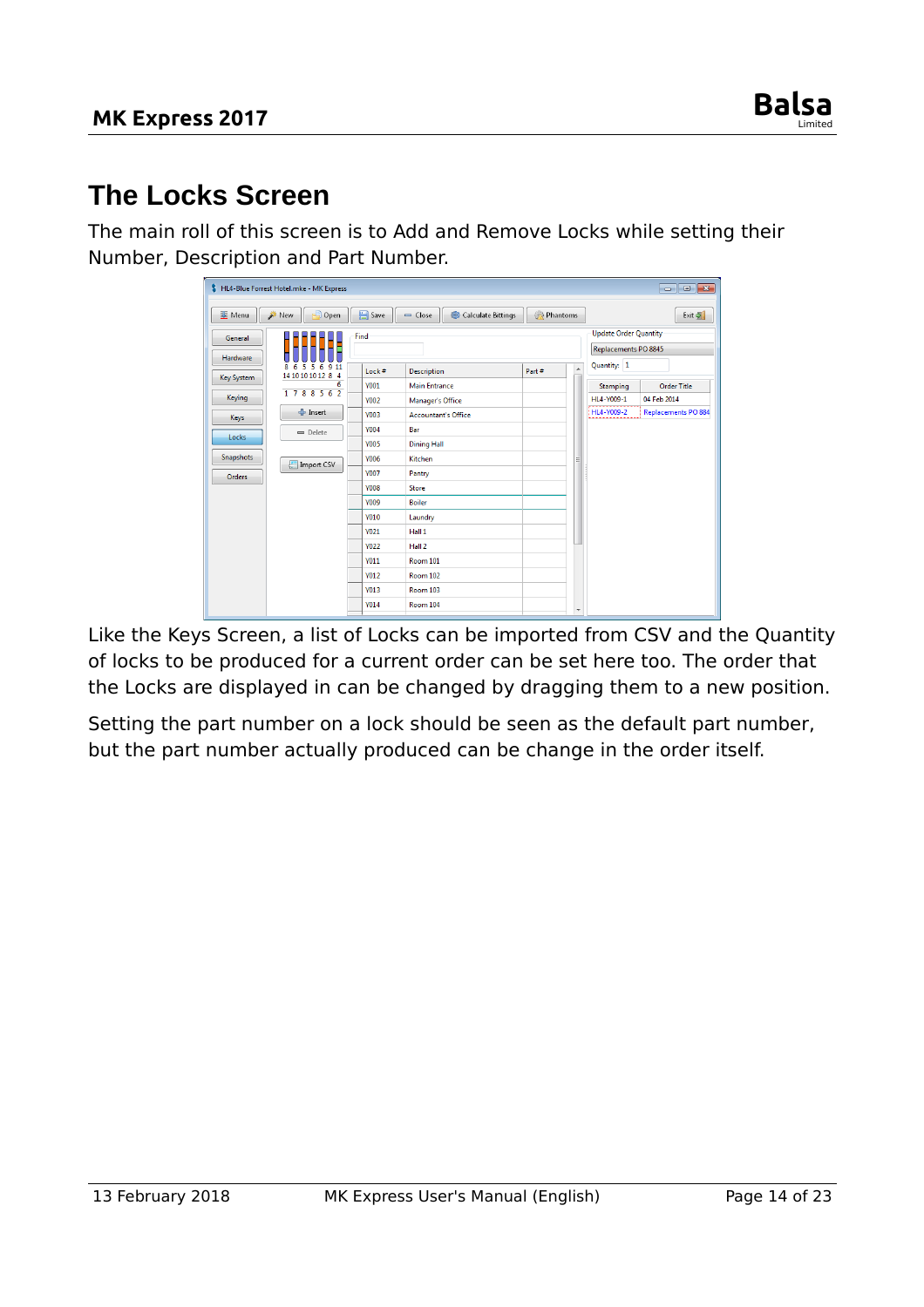# The Locks Screen

The main roll of this screen is to Add and Remove Locks while setting their Number, Description and Part Number.

Like the Keys Screen, a list of Locks can be imported from CSV and the Quantity of locks to be produced for a current order can be set here too. The order that the Locks are displayed in can be changed by dragging them to a new position.

Setting the part number on a lock should be seen as the default part number, but the part number actually produced can be change in the order itself.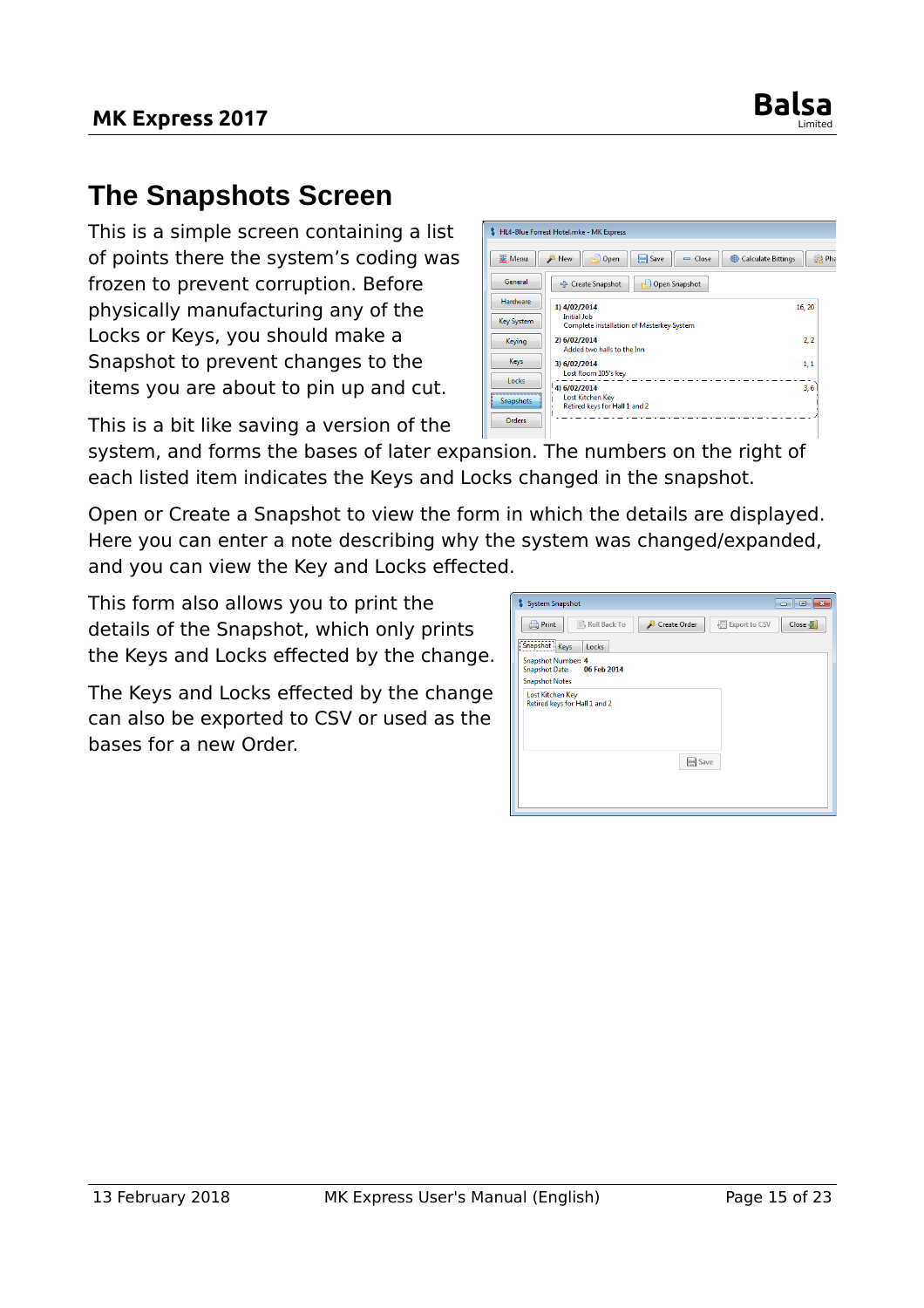# The Snapshots Screen

This is a simple screen containing a list of points there the system's coding was frozen to prevent corruption. Before physically manufacturing any of the Locks or Keys, you should make a Snapshot to prevent changes to the items you are about to pin up and cut.

This is a bit like saving a version of the system, and forms the bases of later expansion. The numbers on the right of each listed item indicates the Keys and Locks changed in the snapshot.

Open or Create a Snapshot to view the form in which the details are displayed. Here you can enter a note describing why the system was changed/expanded, and you can view the Key and Locks effected.

This form also allows you to print the details of the Snapshot, which only prints the Keys and Locks effected by the change.

The Keys and Locks effected by the change can also be exported to CSV or used as the bases for a new Order.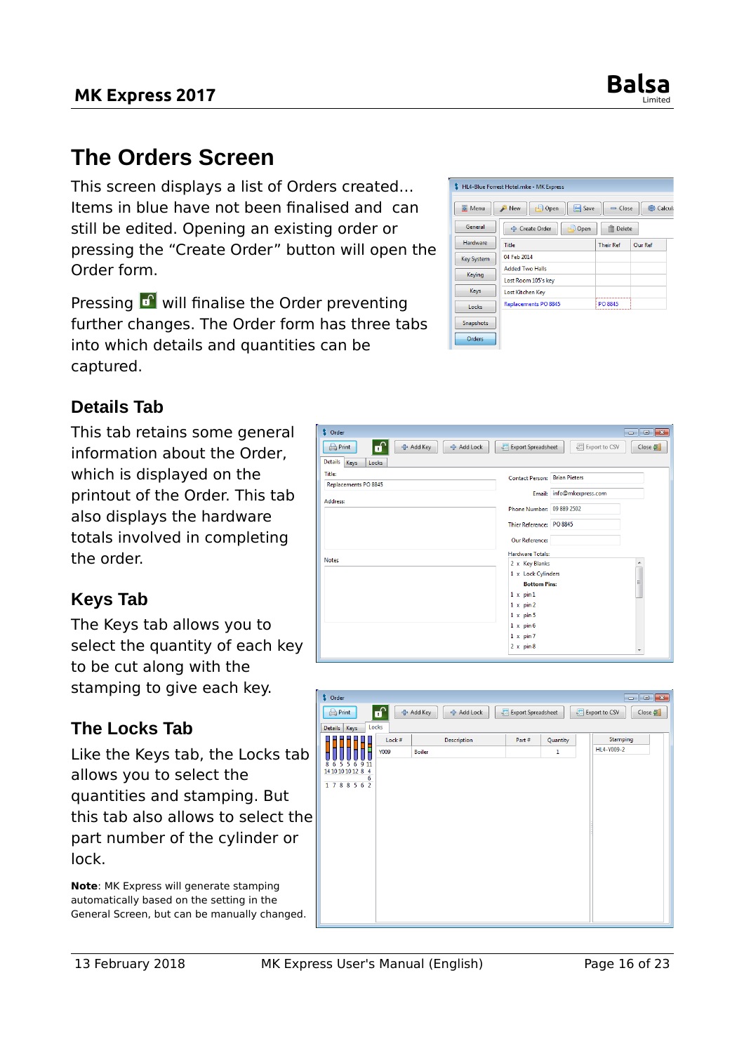# The Orders Screen

This screen displays a list of Orders created... Items in blue have not been finalised and can still be edited. Opening an existing order or pressing the "Create Order" button will open the Order form.

Pressing 🔓 will finalise the Order preventing further changes. The Order form has three tabs into which details and quantities can be captured.

## Details Tab

This tab retains some general information about the Order, which is displayed on the printout of the Order. This tab also displays the hardware totals involved in completing the order.

## Keys Tab

The Keys tab allows you to select the quantity of each key to be cut along with the stamping to give each key.

## The Locks Tab

Like the Keys tab, the Locks tab allows you to select quantities and stamping. But this tab also allows to select the part number of the cylinder or lock.

**Note**: MK Express will generate stamping automatically based on the setting in the General Screen, but can be manually changed.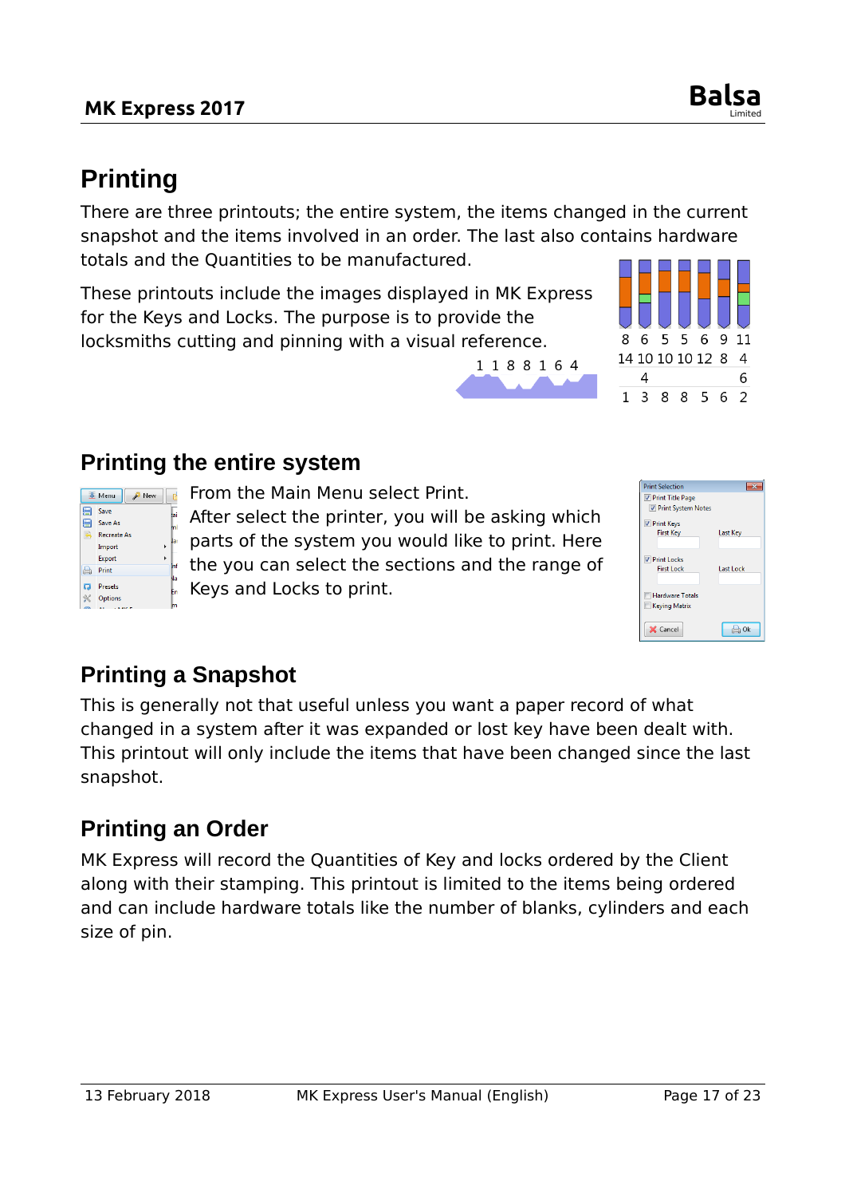# Printing

There are three printouts; the entire system, the items changed in the current snapshot and the items involved in an order. The last also contains hardware totals and the Quantities to be manufactured.

These printouts include the images displayed in MK Express for the Keys and Locks. The purpose is to provide the locksmiths cutting and pinning with a visual reference.

## Printing the entire system

From the Main Menu select Print.

After select the printer, you will be asking which parts of the system you would like to print. Here the you can select the sections and the range of Keys and Locks to print.

## Printing a Snapshot

This is generally not that useful unless you want a paper record of what changed in a system after it was expanded or lost key have been dealt with. This printout will only include the items that have been changed since the last snapshot.

## Printing an Order

MK Express will record the Quantities of Key and locks ordered by the Client along with their stamping. This printout is limited to the items being ordered and can include hardware totals like the number of blanks, cylinders and each size of pin.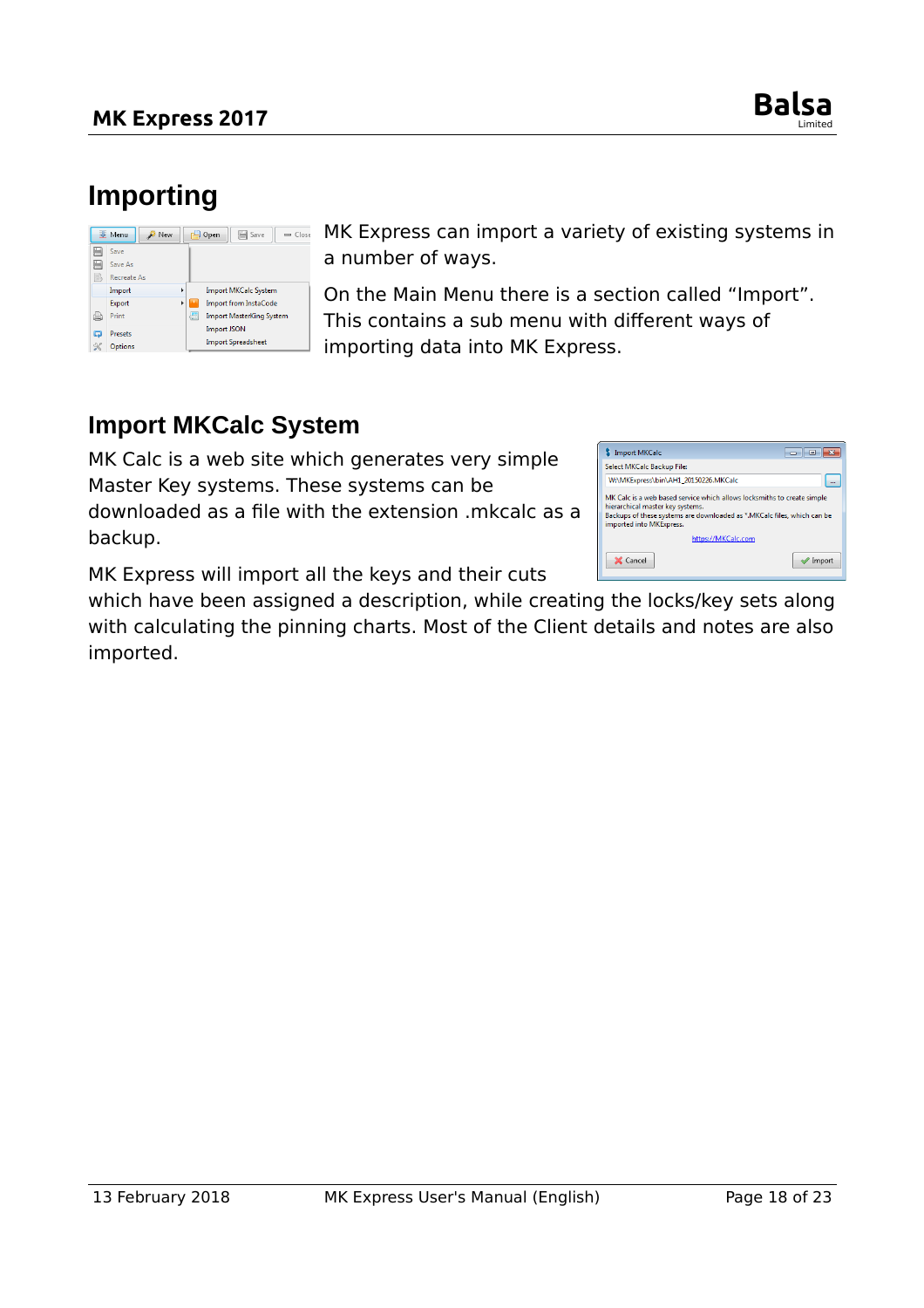# Importing

MK Express can import a variety of existing systems in a number of ways.

On the Main Menu there is a section called “Import”. This contains a sub menu with different ways of importing data into MK Express.

## Import MKCalc System

MK Calc is a web site which generates very simple Master Key systems. These systems can be downloaded as a file with the extension .mkcalc as a backup.

MK Express will import all the keys and their cuts which have been assigned a description, while creating the locks/key sets along with calculating the pinning charts. Most of the Client details and notes are also imported.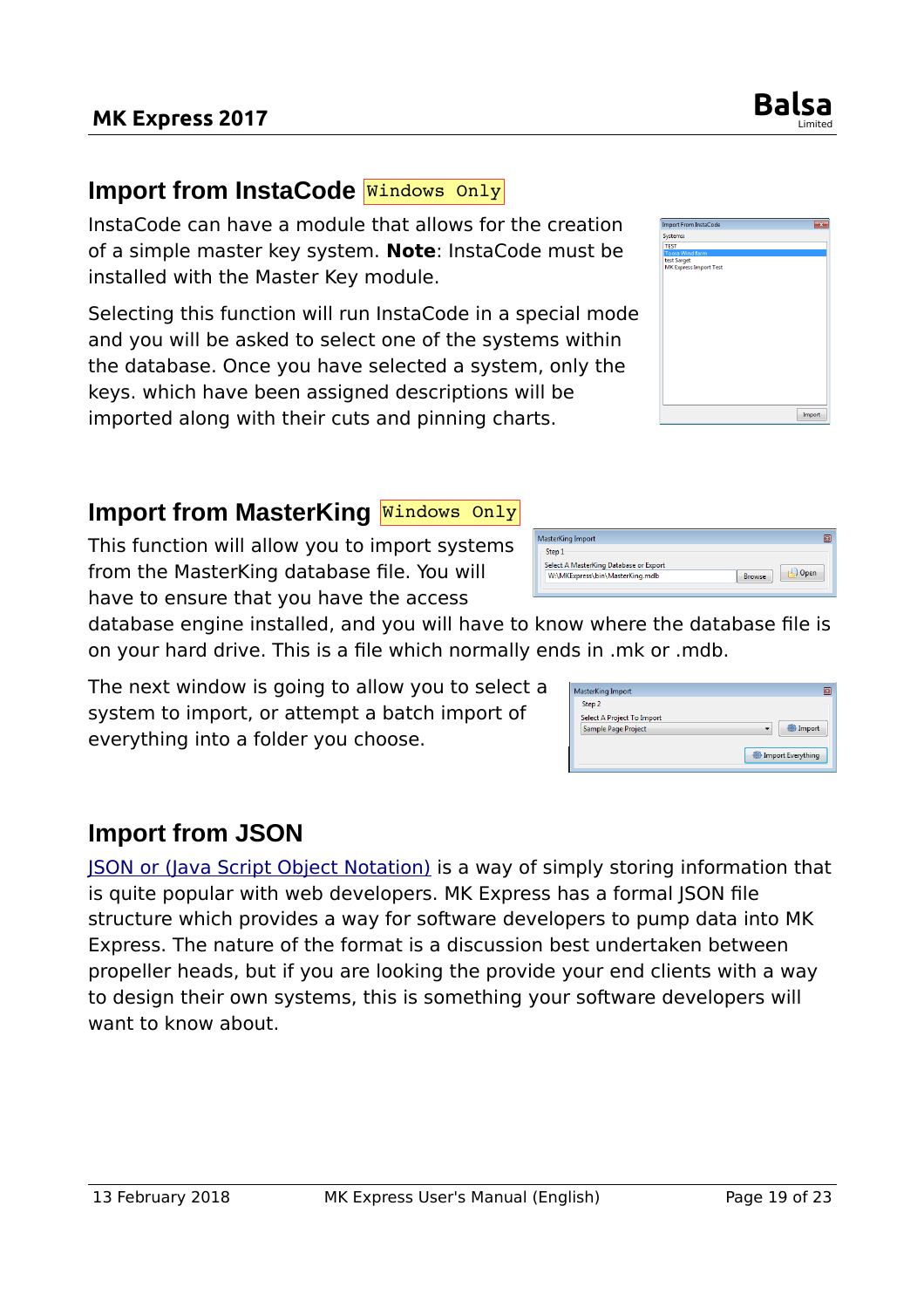## Import from InstaCode `Windows Only`

InstaCode can have a module that allows for the creation of a simple master key system. **Note**: InstaCode must be installed with the Master Key module.

Selecting this function will run InstaCode in a special mode and you will be asked to select one of the systems within the database. Once you have selected a system, only the keys. which have been assigned descriptions will be imported along with their cuts and pinning charts.

## Import from MasterKing `Windows Only`

This function will allow you to import systems from the MasterKing database file. You will have to ensure that you have the access database engine installed, and you will have to know where the database file is on your hard drive. This is a file which normally ends in .mk or .mdb.

The next window is going to allow you to select a system to import, or attempt a batch import of everything into a folder you choose.

## Import from JSON

[JSON or (Java Script Object Notation)] is a way of simply storing information that is quite popular with web developers. MK Express has a formal JSON file structure which provides a way for software developers to pump data into MK Express. The nature of the format is a discussion best undertaken between propeller heads, but if you are looking the provide your end clients with a way to design their own systems, this is something your software developers will want to know about.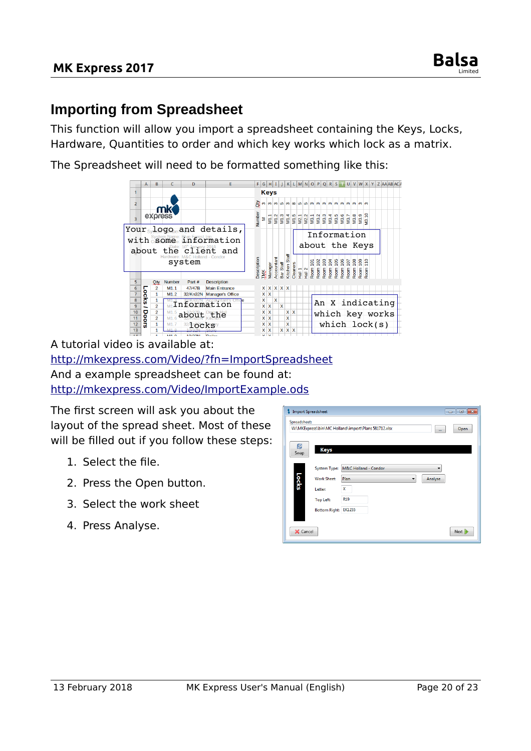## Importing from Spreadsheet

This function will allow you import a spreadsheet containing the Keys, Locks, Hardware, Quantities to order and which key works which lock as a matrix.

The Spreadsheet will need to be formatted something like this:

A tutorial video is available at:
http://mkexpress.com/Video/?fn=ImportSpreadsheet
And a example spreadsheet can be found at:
http://mkexpress.com/Video/ImportExample.ods

The first screen will ask you about the layout of the spread sheet. Most of these will be filled out if you follow these steps:

1. Select the file.
2. Press the Open button.
3. Select the work sheet
4. Press Analyse.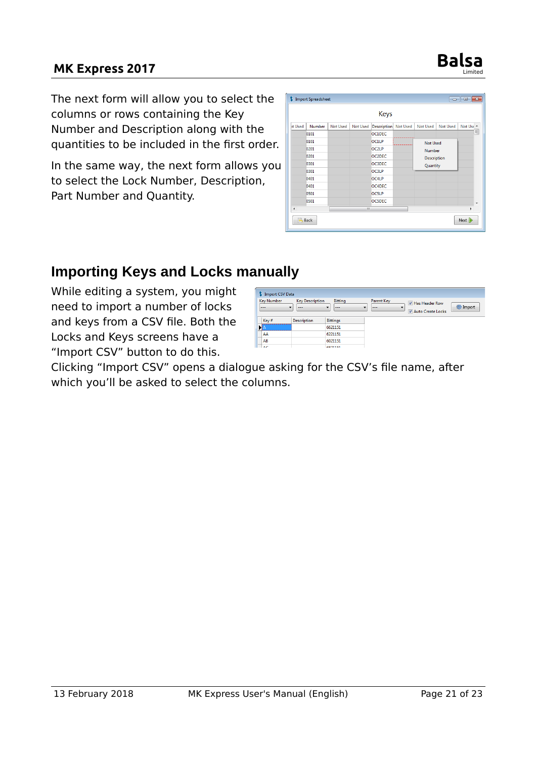The next form will allow you to select the columns or rows containing the Key Number and Description along with the quantities to be included in the first order.

In the same way, the next form allows you to select the Lock Number, Description, Part Number and Quantity.

## Importing Keys and Locks manually

While editing a system, you might need to import a number of locks and keys from a CSV file. Both the Locks and Keys screens have a "Import CSV" button to do this.

Clicking "Import CSV" opens a dialogue asking for the CSV's file name, after which you'll be asked to select the columns.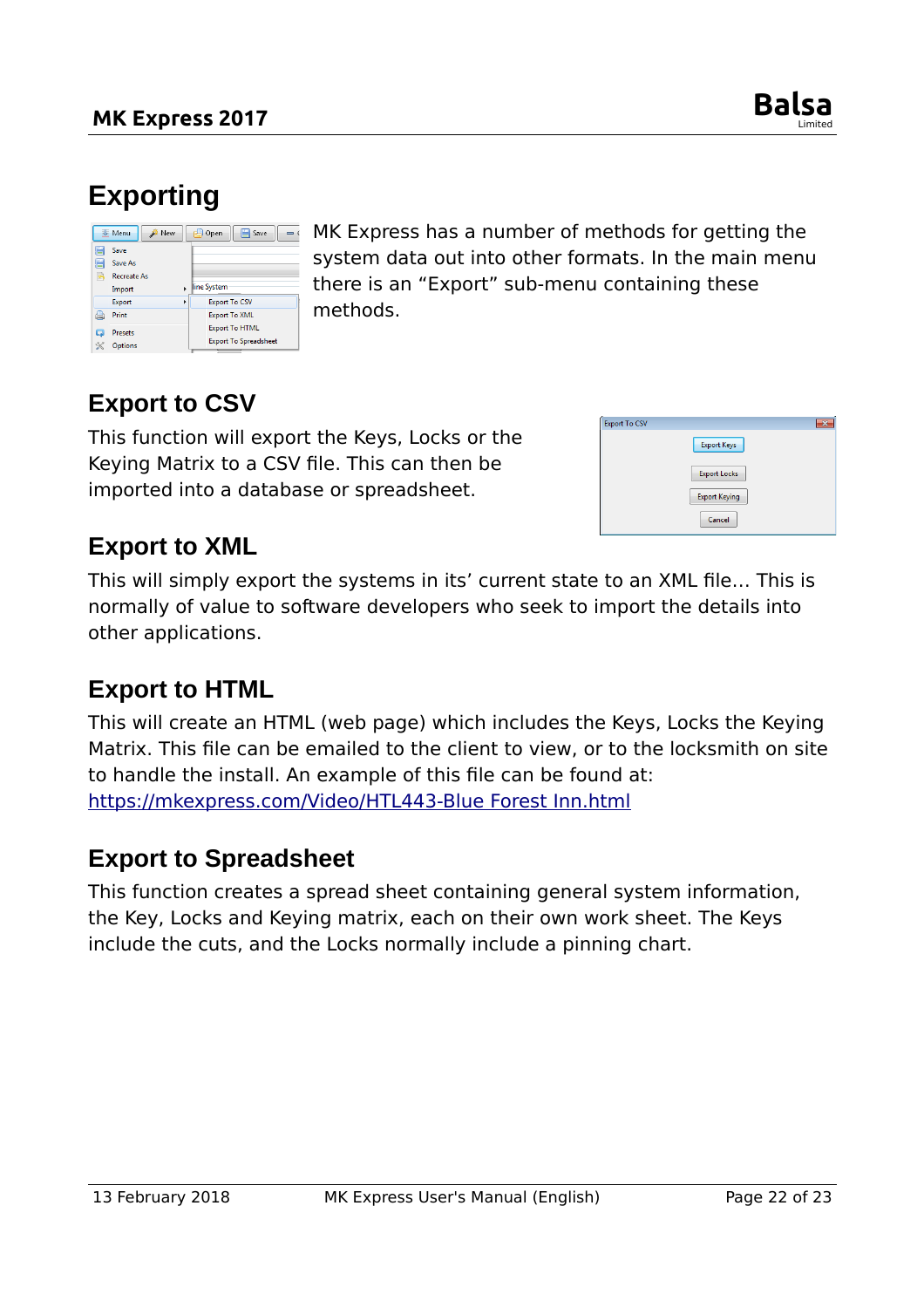# Exporting

MK Express has a number of methods for getting the system data out into other formats. In the main menu there is an "Export" sub-menu containing these methods.

## Export to CSV

This function will export the Keys, Locks or the Keying Matrix to a CSV file. This can then be imported into a database or spreadsheet.

## Export to XML

This will simply export the systems in its' current state to an XML file… This is normally of value to software developers who seek to import the details into other applications.

## Export to HTML

This will create an HTML (web page) which includes the Keys, Locks the Keying Matrix. This file can be emailed to the client to view, or to the locksmith on site to handle the install. An example of this file can be found at: [https://mkexpress.com/Video/HTL443-Blue Forest Inn.html](https://mkexpress.com/Video/HTL443-Blue Forest Inn.html)

## Export to Spreadsheet

This function creates a spread sheet containing general system information, the Key, Locks and Keying matrix, each on their own work sheet. The Keys include the cuts, and the Locks normally include a pinning chart.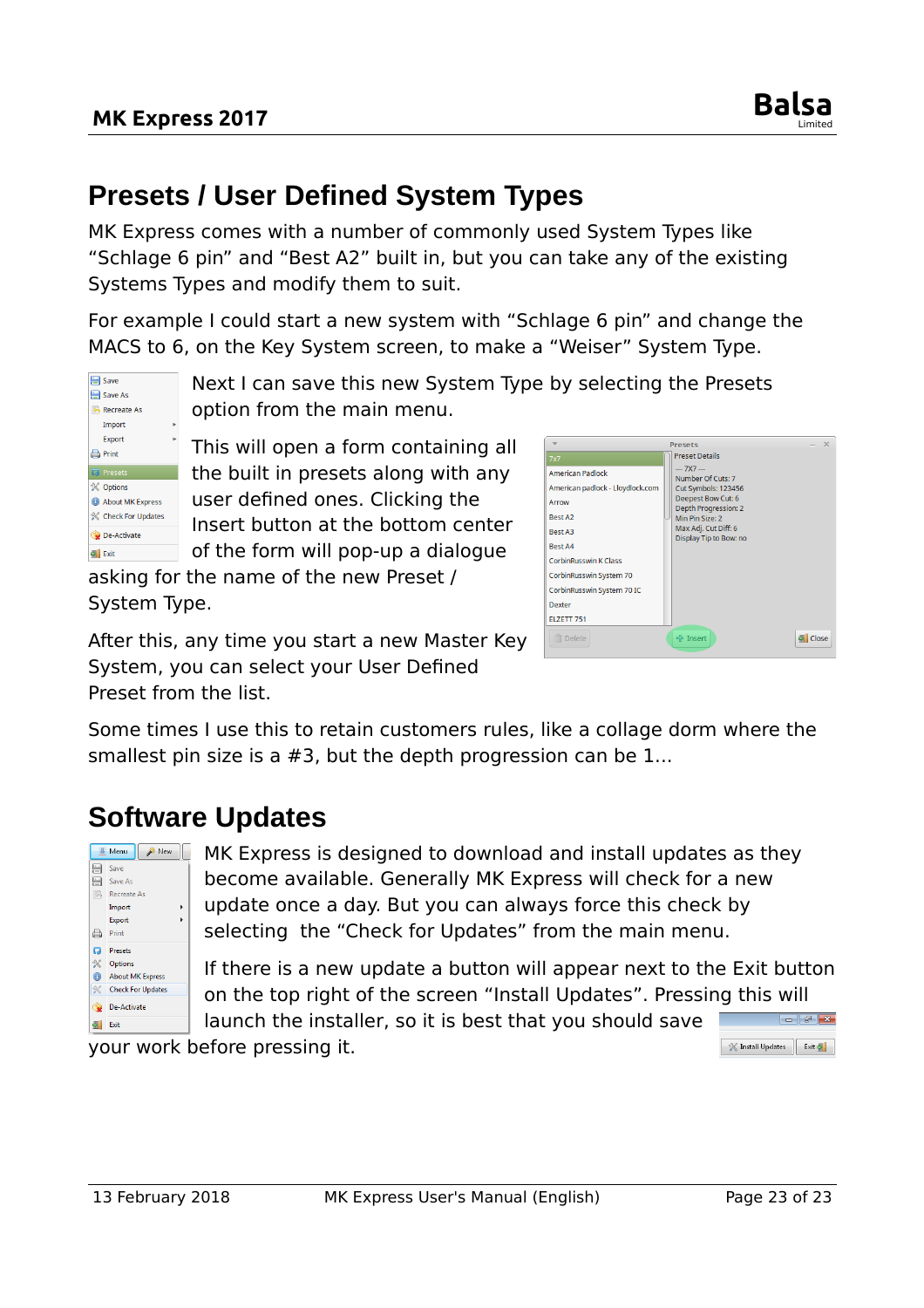# Presets / User Defined System Types

MK Express comes with a number of commonly used System Types like “Schlage 6 pin” and “Best A2” built in, but you can take any of the existing Systems Types and modify them to suit.

For example I could start a new system with “Schlage 6 pin” and change the MACS to 6, on the Key System screen, to make a “Weiser” System Type.

Next I can save this new System Type by selecting the Presets option from the main menu.

This will open a form containing all the built in presets along with any user defined ones. Clicking the Insert button at the bottom center of the form will pop-up a dialogue asking for the name of the new Preset / System Type.

After this, any time you start a new Master Key System, you can select your User Defined Preset from the list.

Some times I use this to retain customers rules, like a collage dorm where the smallest pin size is a #3, but the depth progression can be 1...

# Software Updates

MK Express is designed to download and install updates as they become available. Generally MK Express will check for a new update once a day. But you can always force this check by selecting the “Check for Updates” from the main menu.

If there is a new update a button will appear next to the Exit button on the top right of the screen “Install Updates”. Pressing this will launch the installer, so it is best that you should save your work before pressing it.